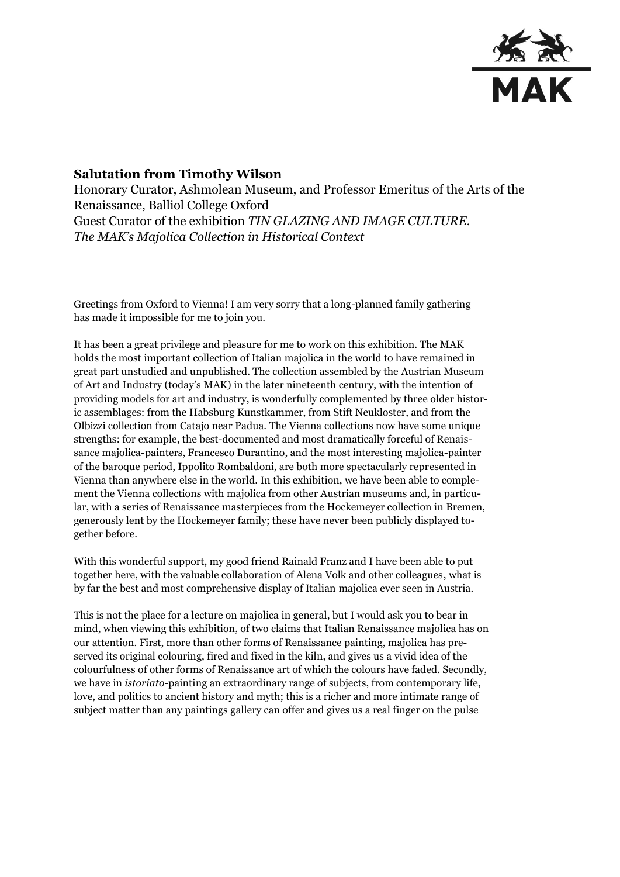**Salutation from Timothy Wilson**

Honorary Curator, Ashmolean Museum, and Professor Emeritus of the Arts of the Renaissance, Balliol College Oxford
Guest Curator of the exhibition *TIN GLAZING AND IMAGE CULTURE. The MAK's Majolica Collection in Historical Context*

Greetings from Oxford to Vienna! I am very sorry that a long-planned family gathering has made it impossible for me to join you.

It has been a great privilege and pleasure for me to work on this exhibition. The MAK holds the most important collection of Italian majolica in the world to have remained in great part unstudied and unpublished. The collection assembled by the Austrian Museum of Art and Industry (today's MAK) in the later nineteenth century, with the intention of providing models for art and industry, is wonderfully complemented by three older historic assemblages: from the Habsburg Kunstkammer, from Stift Neukloster, and from the Olbizzi collection from Catajo near Padua. The Vienna collections now have some unique strengths: for example, the best-documented and most dramatically forceful of Renaissance majolica-painters, Francesco Durantino, and the most interesting majolica-painter of the baroque period, Ippolito Rombaldoni, are both more spectacularly represented in Vienna than anywhere else in the world. In this exhibition, we have been able to complement the Vienna collections with majolica from other Austrian museums and, in particular, with a series of Renaissance masterpieces from the Hockemeyer collection in Bremen, generously lent by the Hockemeyer family; these have never been publicly displayed together before.

With this wonderful support, my good friend Rainald Franz and I have been able to put together here, with the valuable collaboration of Alena Volk and other colleagues, what is by far the best and most comprehensive display of Italian majolica ever seen in Austria.

This is not the place for a lecture on majolica in general, but I would ask you to bear in mind, when viewing this exhibition, of two claims that Italian Renaissance majolica has on our attention. First, more than other forms of Renaissance painting, majolica has preserved its original colouring, fired and fixed in the kiln, and gives us a vivid idea of the colourfulness of other forms of Renaissance art of which the colours have faded. Secondly, we have in *istoriato*-painting an extraordinary range of subjects, from contemporary life, love, and politics to ancient history and myth; this is a richer and more intimate range of subject matter than any paintings gallery can offer and gives us a real finger on the pulse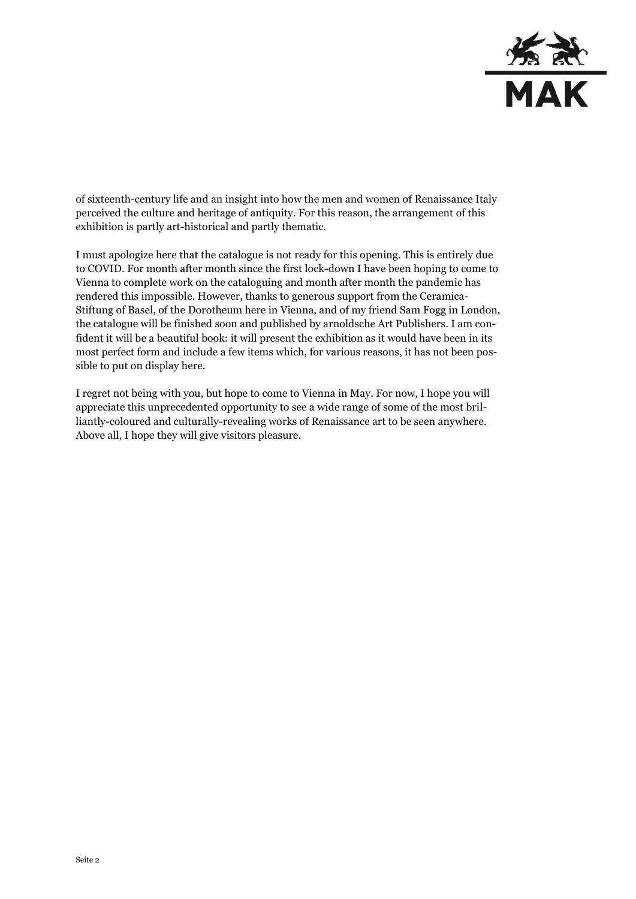of sixteenth-century life and an insight into how the men and women of Renaissance Italy perceived the culture and heritage of antiquity. For this reason, the arrangement of this exhibition is partly art-historical and partly thematic.

I must apologize here that the catalogue is not ready for this opening. This is entirely due to COVID. For month after month since the first lock-down I have been hoping to come to Vienna to complete work on the cataloguing and month after month the pandemic has rendered this impossible. However, thanks to generous support from the Ceramica-Stiftung of Basel, of the Dorotheum here in Vienna, and of my friend Sam Fogg in London, the catalogue will be finished soon and published by arnoldsche Art Publishers. I am confident it will be a beautiful book: it will present the exhibition as it would have been in its most perfect form and include a few items which, for various reasons, it has not been possible to put on display here.

I regret not being with you, but hope to come to Vienna in May. For now, I hope you will appreciate this unprecedented opportunity to see a wide range of some of the most brilliantly-coloured and culturally-revealing works of Renaissance art to be seen anywhere. Above all, I hope they will give visitors pleasure.